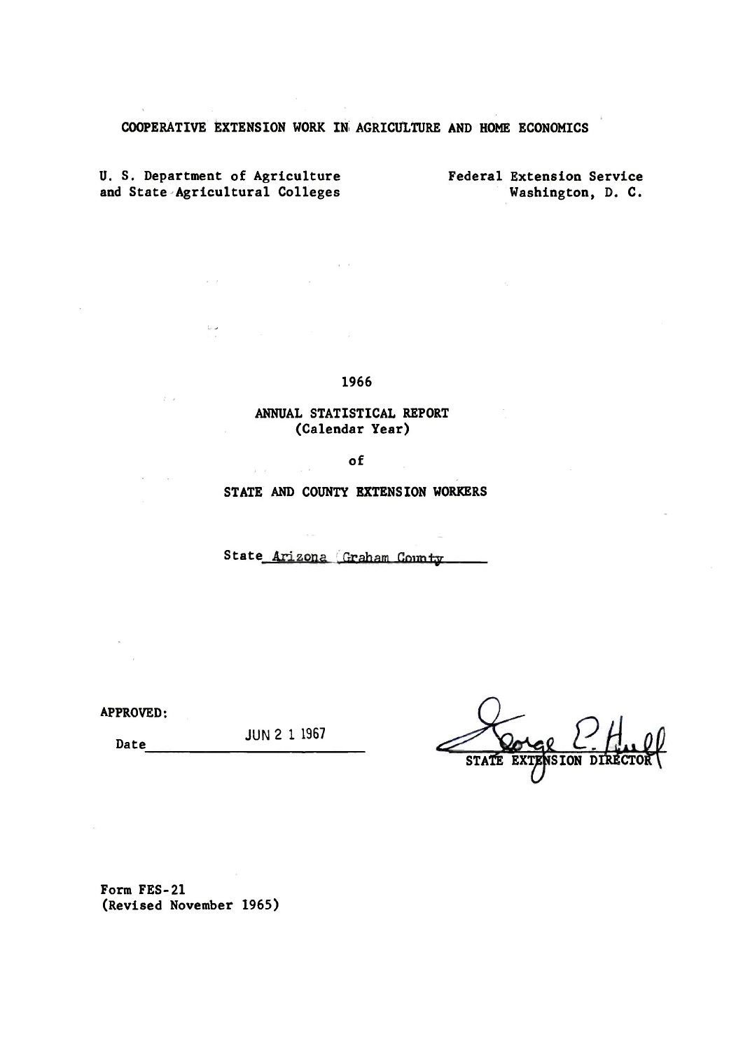COOPERATIVE EXTENSION WORK IN AGRICULTURE AND HOME ECONOMICS

U. S. Department of Agriculture
and State Agricultural Colleges

Federal Extension Service
Washington, D. C.

# 1966

## ANNUAL STATISTICAL REPORT
(Calendar Year)

of

## STATE AND COUNTY EXTENSION WORKERS

State Arizona Graham County

APPROVED:

Date JUN 2 1 1967

George E. Hull
STATE EXTENSION DIRECTOR

Form FES-21
(Revised November 1965)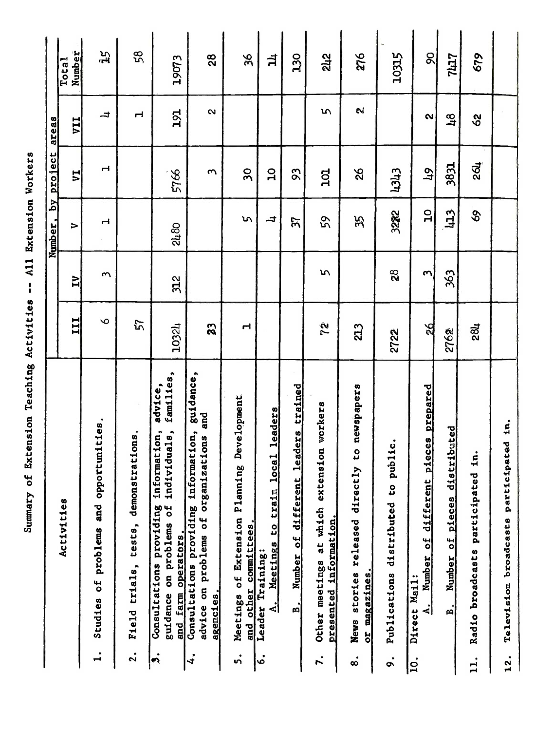Summary of Extension Teaching Activities -- All Extension Workers

| Activities | Number, by project areas | | | | | Total Number |
|---|---|---|---|---|---|---|
| | III | IV | V | VI | VII | |
| 1. Studies of problems and opportunities. | 6 | 3 | 1 | 1 | 4 | 15 |
| 2. Field trials, tests, demonstrations. | 57 | | | | 1 | 58 |
| 3. Consultations providing information, advice, guidance on problems of individuals, families, and farm operators. | 10324 | 312 | 2480 | 5766 | 191 | 19073 |
| 4. Consultations providing information, guidance, advice on problems of organizations and agencies. | 23 | | | 3 | 2 | 28 |
| 5. Meetings of Extension Planning Development and other committees. | 1 | | 5 | 30 | | 36 |
| 6. Leader Training: A. Meetings to train local leaders | | | 4 | 10 | | 14 |
| B. Number of different leaders trained | | | 37 | 93 | | 130 |
| 7. Other meetings at which extension workers presented information. | 72 | 5 | 59 | 101 | 5 | 242 |
| 8. News stories released directly to newspapers or magazines. | 213 | | 35 | 26 | 2 | 276 |
| 9. Publications distributed to public. | 2722 | 28 | 3222 | 4343 | | 10315 |
| 10. Direct Mail: A. Number of different pieces prepared | 26 | 3 | 10 | 49 | 2 | 90 |
| B. Number of pieces distributed | 2762 | 363 | 413 | 3831 | 48 | 7417 |
| 11. Radio broadcasts participated in. | 284 | | 69 | 264 | 62 | 679 |
| 12. Television broadcasts participated in. | | | | | | |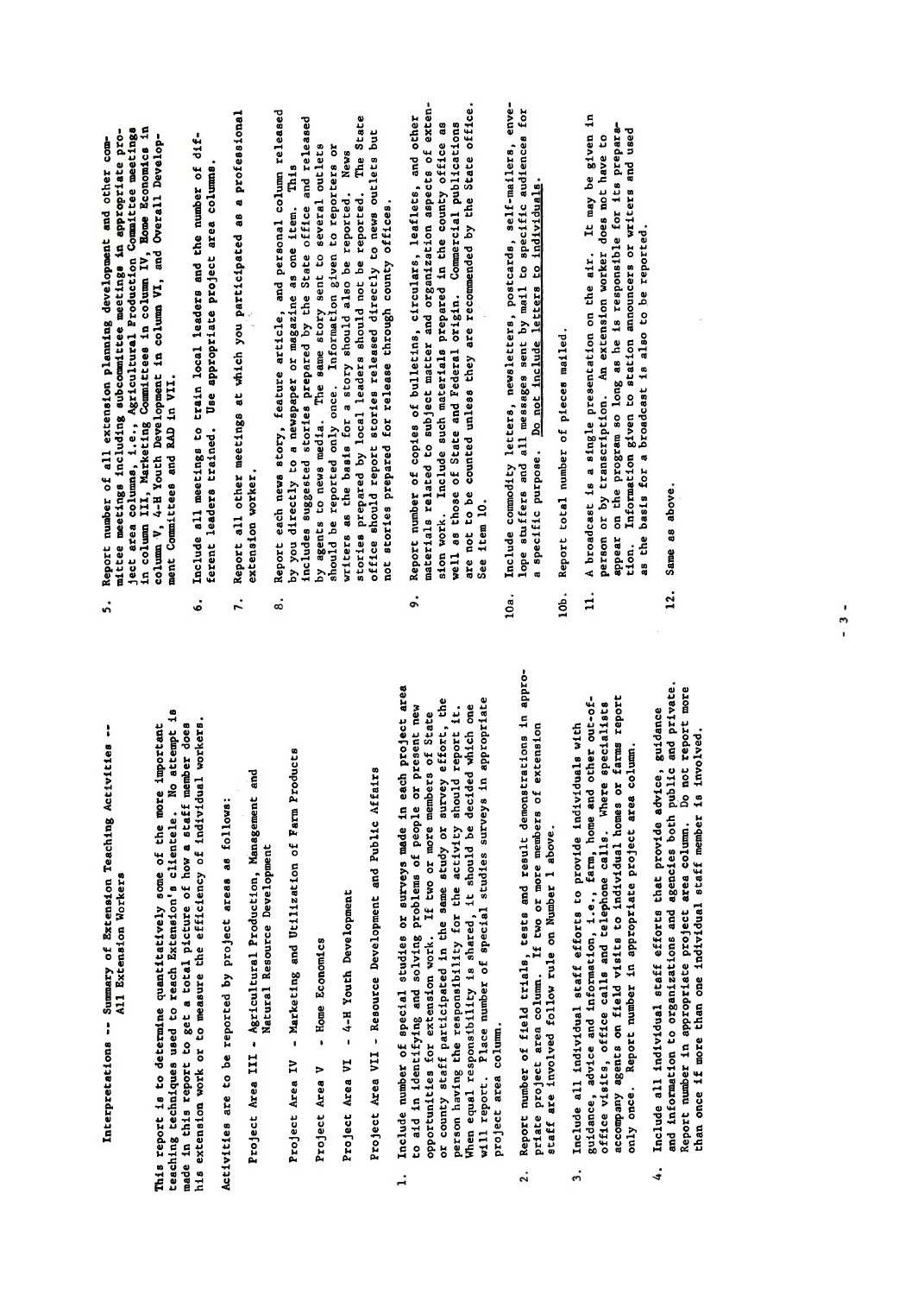# Interpretations -- Summary of Extension Teaching Activities -- All Extension Workers

This report is to determine quantitatively some of the more important teaching techniques used to reach Extension's clientele. No attempt is made in this report to get a total picture of how a staff member does his extension work or to measure the efficiency of individual workers.

Activities are to be reported by project areas as follows:

- Project Area III - Agricultural Production, Management and Natural Resource Development
- Project Area IV - Marketing and Utilization of Farm Products
- Project Area V - Home Economics
- Project Area VI - 4-H Youth Development
- Project Area VII - Resource Development and Public Affairs

1. Include number of special studies or surveys made in each project area to aid in identifying and solving problems of people or present new opportunities for extension work. If two or more members of State or county staff participated in the same study or survey effort, the person having the responsibility for the activity should report it. When equal responsibility is shared, it should be decided which one will report. Place number of special studies surveys in appropriate project area column.

2. Report number of field trials, tests and result demonstrations in appropriate project area column. If two or more members of extension staff are involved follow rule on Number 1 above.

3. Include all individual staff efforts to provide individuals with guidance, advice and information, i.e., farm, home and other out-of-office visits, office calls and telephone calls. Where specialists accompany agents on field visits to individual homes or farms report only once. Report number in appropriate project area column.

4. Include all individual staff efforts that provide advice, guidance and information to organizations and agencies both public and private. Report number in appropriate project area column. Do not report more than once if more than one individual staff member is involved.

5. Report number of all extension planning development and other committee meetings including subcommittee meetings in appropriate project area columns, i.e., Agricultural Production Committee meetings in column III, Marketing Committees in column IV, Home Economics in column V, 4-H Youth Development in column VI, and Overall Development Committees and RAD in VII.

6. Include all meetings to train local leaders and the number of different leaders trained. Use appropriate project area columns.

7. Report all other meetings at which you participated as a professional extension worker.

8. Report each news story, feature article, and personal column released by you directly to a newspaper or magazine as one item. This includes suggested stories prepared by the State office and released by agents to news media. The same story sent to several outlets should be reported only once. Information given to reporters or writers as the basis for a story should also be reported. News stories prepared by local leaders should not be reported. The State office should report stories released directly to news outlets but not stories prepared for release through county offices.

9. Report number of copies of bulletins, circulars, leaflets, and other materials related to subject matter and organization aspects of extension work. Include such materials prepared in the county office as well as those of State and Federal origin. Commercial publications are not to be counted unless they are recommended by the State office. See item 10.

10a. Include commodity letters, newsletters, postcards, self-mailers, envelope stuffers and all messages sent by mail to specific audiences for a specific purpose. <u>Do not include letters to individuals</u>.

10b. Report total number of pieces mailed.

11. A broadcast is a single presentation on the air. It may be given in person or by transcription. An extension worker does not have to appear on the program so long as he is responsible for its preparation. Information given to station announcers or writers and used as the basis for a broadcast is also to be reported.

12. Same as above.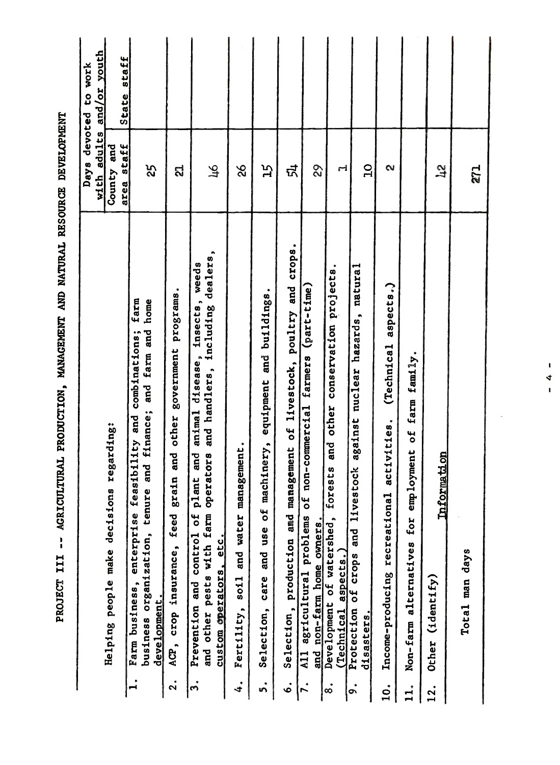# PROJECT III -- AGRICULTURAL PRODUCTION, MANAGEMENT AND NATURAL RESOURCE DEVELOPMENT

| Helping people make decisions regarding: | Days devoted to work with adults and/or youth | |
|---|---|---|
| | County and area staff | State staff |
| 1. Farm business, enterprise feasibility and combinations; farm business organization, tenure and finance; and farm and home development. | 25 | |
| 2. ACP, crop insurance, feed grain and other government programs. | 21 | |
| 3. Prevention and control of plant and animal disease, insects, weeds and other pests with farm operators and handlers, including dealers, custom operators, etc. | 46 | |
| 4. Fertility, soil and water management. | 26 | |
| 5. Selection, care and use of machinery, equipment and buildings. | 15 | |
| 6. Selection, production and management of livestock, poultry and crops. | 54 | |
| 7. All agricultural problems of non-commercial farmers (part-time) and non-farm home owners. | 29 | |
| 8. Development of watershed, forests and other conservation projects. (Technical aspects.) | 1 | |
| 9. Protection of crops and livestock against nuclear hazards, natural disasters. | 10 | |
| 10. Income-producing recreational activities. (Technical aspects.) | 2 | |
| 11. Non-farm alternatives for employment of farm family. | | |
| 12. Other (identify) Information | 42 | |
| Total man days | 271 | |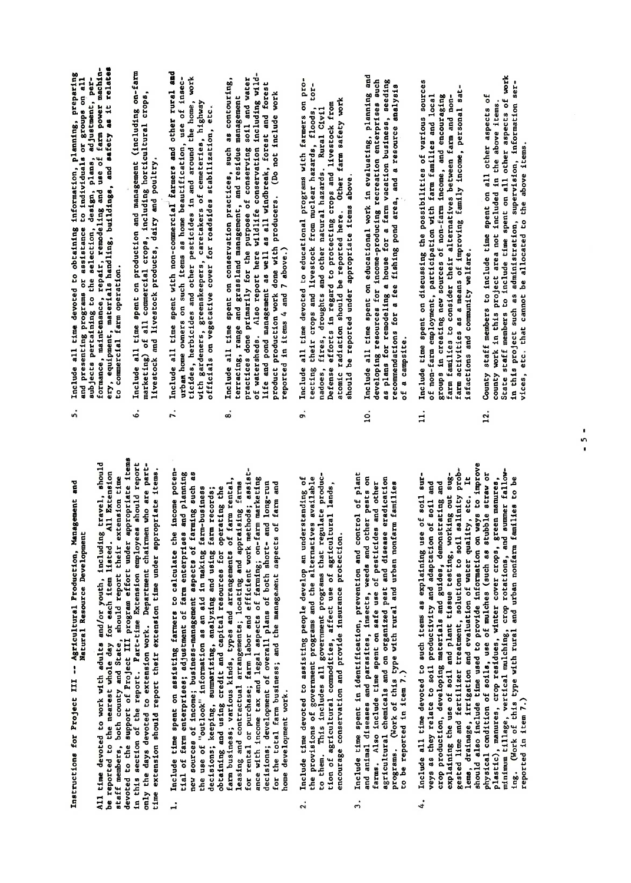Instructions for Project III -- Agricultural Production, Management and Natural Resource Development

All time devoted to work with adults and/or youth, including travel, should be reported to the nearest whole day for each item listed. All Extension staff members, both county and State, should report their extension time devoted to the support of Project III program effort under appropriate items in this section of the report. Part-time Extension employees should report only the days devoted to extension work. Department chairmen who are part-time extension should report their extension time under appropriate items.

1. Include time spent on assisting farmers to calculate the income potential of farm enterprises; adjustment of farm enterprises and planning new sources of income; business-management aspects of farming such as the use of "outlook" information as an aid in making farm-business decisions; keeping, summarizing, analyzing and using farm records; obtaining and using credit and capital resources for operating the farm business; various kinds, types and arrangements of farm rental, leasing and contractual arrangements; locating and appraising farms for rental or purchase; farm labor and efficient work methods; assistance with income tax and legal aspects of farming; on-farm marketing decisions; development of overall plans of both short- and long-run for the total farm business; and the management aspects of farm and home development work.

2. Include time devoted to assisting people develop an understanding of the provisions of government programs and the alternatives available to them. This includes all government programs that regulate production of agricultural commodities, affect use of agricultural lands, encourage conservation and provide insurance protection.

3. Include time spent in identification, prevention and control of plant and animal diseases and parasites, insects, weeds and other pests on farms. Also include time spent on safe use of pesticides and other agricultural chemicals and on organized pest and disease eradication programs. (Work of this type with rural and urban nonfarm families to be reported in item 7.)

4. Include all time devoted to such items as explaining use of soil surveys as they relate to soil productivity and adaptation of soil and crop production, developing materials and guides, demonstrating and explaining the use of soil and plant tissue testing, working out suggested lime and fertilizer treatment, solutions to soil salinity problems, drainage, irrigation and evaluation of water quality, etc. It should also include time used to provide information on ways to improve physical condition of soils, use of mulches (such as stubble straw or plastic), manures, crop residues, winter cover crops, green manures, minimum tillage, vertical mulching, crop rotations, and summer fallowing. (Work of this type with rural and urban nonfarm families to be reported in item 7.)

5. Include all time devoted to obtaining information, planning, preparing and presenting programs or assistance to individuals or groups on all subjects pertaining to the selection, design, plans, adjustment, performance, maintenance, repair, remodeling and use of farm power machinery, equipment, materials handling, buildings, and **safety as it relates** to commercial farm operation.

6. Include all time spent on production and management (including on-farm marketing) of all commercial crops, including horticultural crops, livestock and livestock products, dairy and poultry.

7. Include all time spent with non-commercial farmers and other rural and urban home owners on such items as home beautification, use of insecticides, herbicides and other pesticides in and around the home, work with gardeners, greenskeepers, caretakers of cemeteries, highway officials on vegetative cover for roadsides stabilization, etc.

8. Include all time spent on conservation practices, such as contouring, terracing, range and grassland management, and residue management practices done primarily for the purpose of conserving soil and water of watersheds. Also report here wildlife conservation including wildlife and pond management as well as all windbreak, forest and forest product production work done with producers. (Do not include work reported in items 4 and 7 above.)

9. Include all time devoted to educational programs with farmers on protecting their crops and livestock from nuclear hazards, floods, tornadoes, fires, droughts and other natural hazards. Rural Civil Defense efforts in regard to protecting crops and livestock from atomic radiation should be reported here. Other farm safety work should be reported under appropriate items above.

10. Include all time spent on educational work in evaluating, planning and developing resources for income-producing recreation enterprises such as plans for remodeling a house for a farm vacation business, seeding recommendations for a fee fishing pond area, and a resource analysis of a campsite.

11. Include time spent on discussing the possibilities of various sources of non-farm employment, participation with farm families and local groups in creating new sources of non-farm income, and encouraging farm families to consider their alternatives between farm and non-farm activities as a means of improving family income, personal satisfactions and community welfare.

12. County staff members to include time spent on all other aspects of county work in this project area not included in the above items. State staff members to include time spent on all other aspects of work in this project such as administration, supervision, information services, etc. that cannot be allocated to the above items.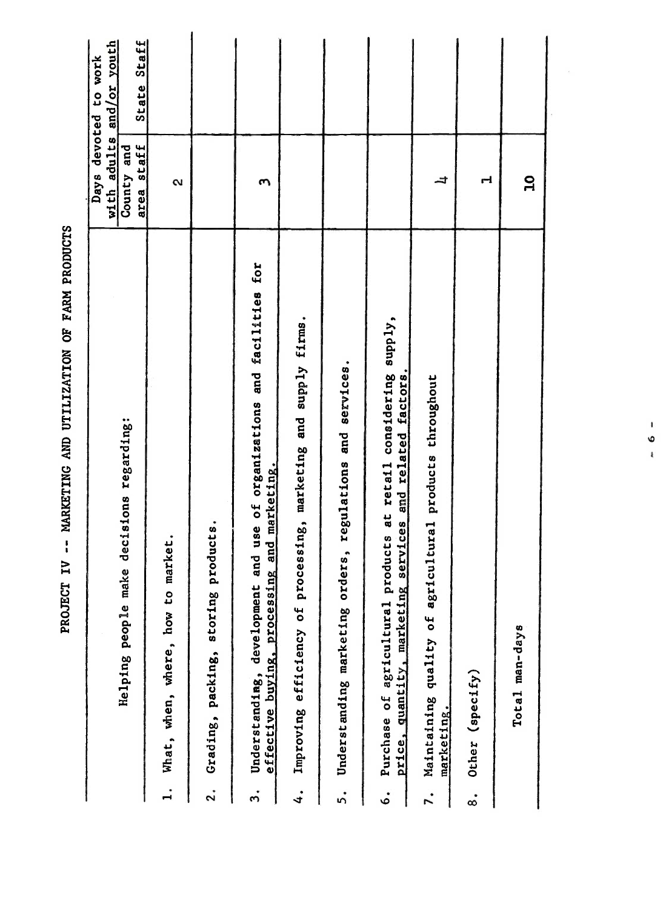# PROJECT IV -- MARKETING AND UTILIZATION OF FARM PRODUCTS

| Helping people make decisions regarding: | Days devoted to work with adults and/or youth | |
|---|---|---|
| | County and area staff | State Staff |
| 1. What, when, where, how to market. | 2 | |
| 2. Grading, packing, storing products. | | |
| 3. Understanding, development and use of organizations and facilities for effective buying, processing and marketing. | 3 | |
| 4. Improving efficiency of processing, marketing and supply firms. | | |
| 5. Understanding marketing orders, regulations and services. | | |
| 6. Purchase of agricultural products at retail considering supply, price, quantity, marketing services and related factors. | | |
| 7. Maintaining quality of agricultural products throughout marketing. | 4 | |
| 8. Other (specify) | 1 | |
| Total man-days | 10 | |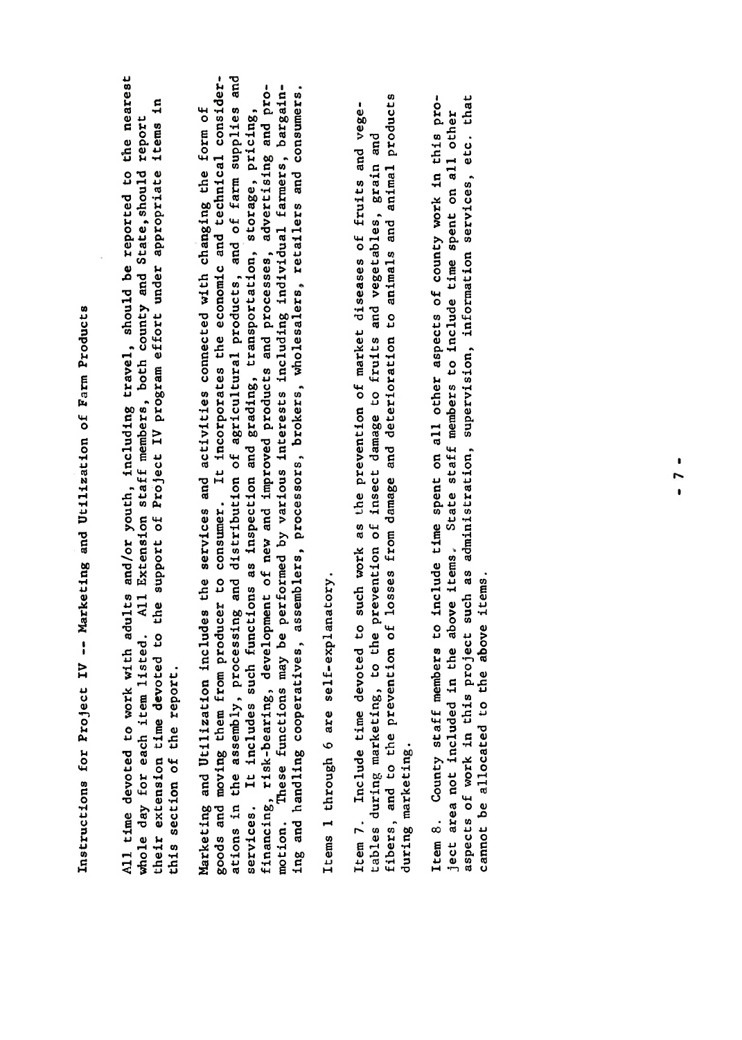# Instructions for Project IV -- Marketing and Utilization of Farm Products

All time devoted to work with adults and/or youth, including travel, should be reported to the nearest whole day for each item listed. All Extension staff members, both county and State, should report their extension time devoted to the support of Project IV program effort under appropriate items in this section of the report.

Marketing and Utilization includes the services and activities connected with changing the form of goods and moving them from producer to consumer. It incorporates the economic and technical considerations in the assembly, processing and distribution of agricultural products, and of farm supplies and services. It includes such functions as inspection and grading, transportation, storage, pricing, financing, risk-bearing, development of new and improved products and processes, advertising and promotion. These functions may be performed by various interests including individual farmers, bargaining and handling cooperatives, assemblers, processors, brokers, wholesalers, retailers and consumers.

Items 1 through 6 are self-explanatory.

Item 7. Include time devoted to such work as the prevention of market diseases of fruits and vegetables during marketing, to the prevention of insect damage to fruits and vegetables, grain and fibers, and to the prevention of losses from damage and deterioration to animals and animal products during marketing.

Item 8. County staff members to include time spent on all other aspects of county work in this project area not included in the above items. State staff members to include time spent on all other aspects of work in this project such as administration, supervision, information services, etc. that cannot be allocated to the above items.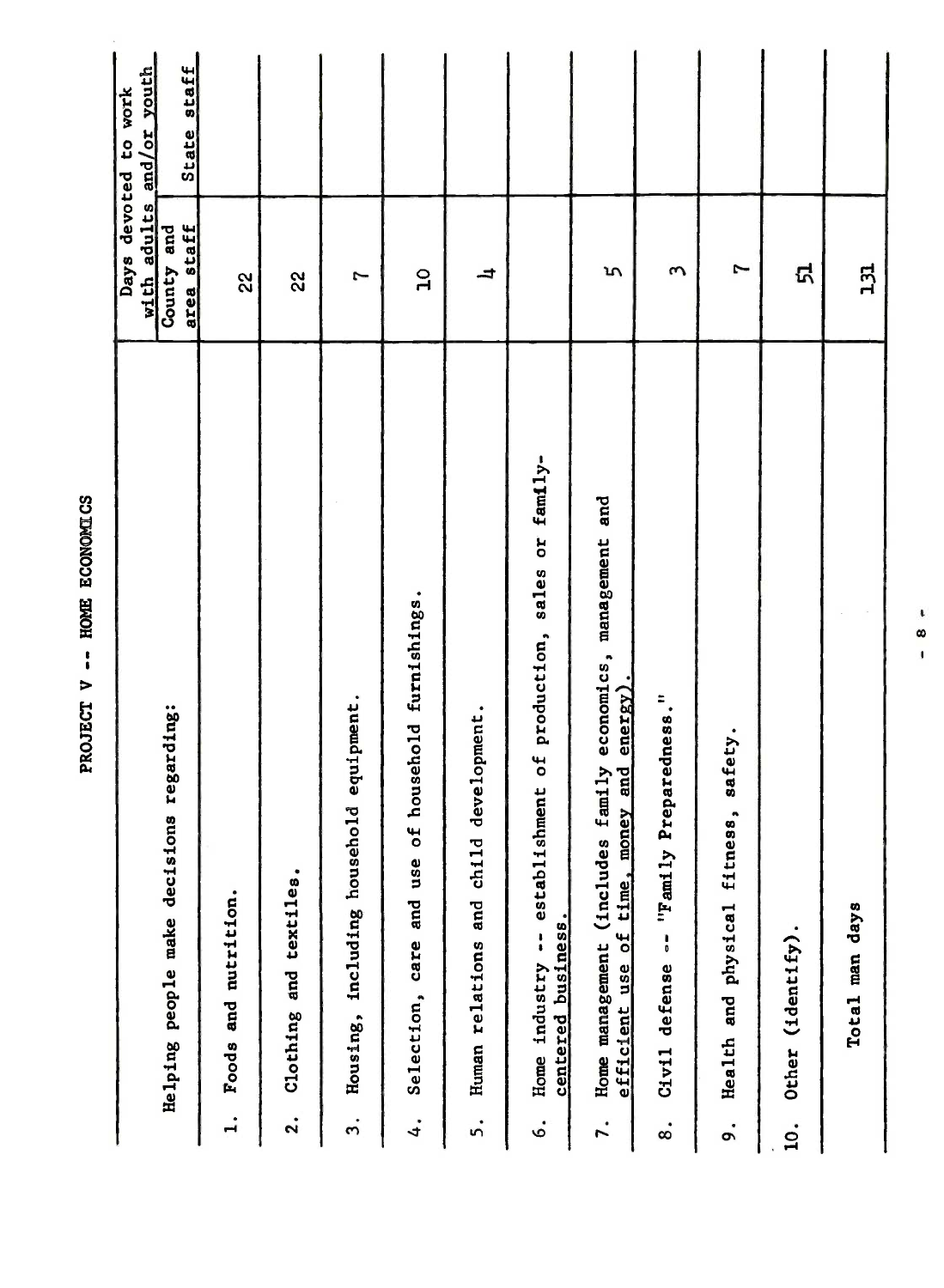# PROJECT V -- HOME ECONOMICS

| Helping people make decisions regarding: | Days devoted to work with adults and/or youth | |
|---|---|---|
| | County and area staff | State staff |
| 1. Foods and nutrition. | 22 | |
| 2. Clothing and textiles. | 22 | |
| 3. Housing, including household equipment. | 7 | |
| 4. Selection, care and use of household furnishings. | 10 | |
| 5. Human relations and child development. | 4 | |
| 6. Home industry -- establishment of production, sales or family-centered business. | | |
| 7. Home management (includes family economics, management and efficient use of time, money and energy). | 5 | |
| 8. Civil defense -- "Family Preparedness." | 3 | |
| 9. Health and physical fitness, safety. | 7 | |
| 10. Other (identify). | 51 | |
| Total man days | 131 | |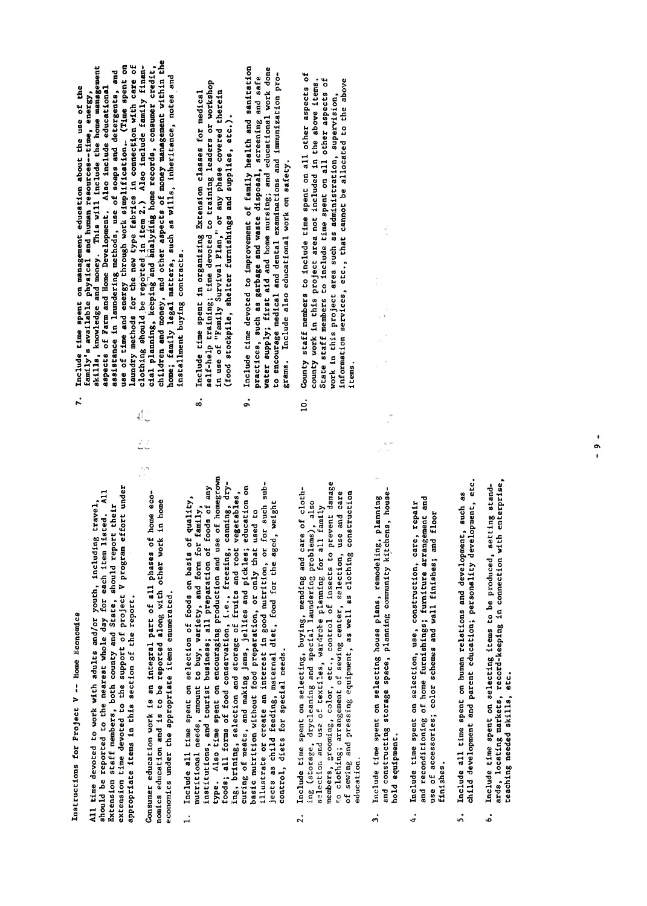Instructions for Project V -- Home Economics

All time devoted to work with adults and/or youth, including travel, should be reported to the nearest whole day for each item listed. All Extension staff members, both county and State, should report their extension time devoted to the support of project V program effort under appropriate items in this section of the report.

Consumer education work is an integral part of all phases of home economics education and is to be reported along with other work in home economics under the appropriate items enumerated.

1. Include all time spent on selection of foods on basis of quality, nutritional needs, amount to buy, variety, and form for family, institutions, and tourist business; all preparation of foods of any type. Also time spent on encouraging production and use of homegrown foods; all forms of food conservation, i.e., freezing, canning, drying, brining, selection and storage of fruits and root vegetables, curing of meats, and making jams, jellies and pickles; education on basic nutrition without food preparation, or only that used to illustrate or create an interest in good nutrition, or for such subjects as child feeding, maternal diet, food for the aged, weight control, diets for special needs.

2. Include time spent on selecting, buying, mending and care of clothing (storage, drycleaning and special laundering problems), also selection and use of textiles, wardrobe planning for all family members, grooming, color, etc., control of insects to prevent damage to clothing; arrangement of sewing center, selection, use and care of sewing and pressing equipment, as well as clothing construction education.

3. Include time spent on selecting house plans, remodeling, planning and constructing storage space, planning community kitchens, household equipment.

4. Include time spent on selection, use, construction, care, repair and reconditioning of home furnishings; furniture arrangement and use of accessories; color schemes and wall finishes; and floor finishes.

5. Include all time spent on human relations and development, such as child development and parent education; personality development, etc.

6. Include time spent on selecting items to be produced, setting standards, locating markets, record-keeping in connection with enterprise, teaching needed skills, etc.

7. Include time spent on management education about the use of the family's available physical and human resources--time, energy, skills, knowledge and money. This will include the home management aspects of Farm and Home Development. Also include educational assistance in laundering methods, use of soaps and detergents, and use of time and energy through work simplification. (Time spent on laundry methods for the new type fabrics in connection with care of clothing should be reported in item 2.) Also include family financial planning, keeping and analyzing home records, consumer credit, children and money, and other aspects of money management within the home; family legal matters, such as wills, inheritance, notes and installment buying contracts.

8. Include time spent in organizing Extension classes for medical self-help training; time devoted to training leaders or workshop in use of "Family Survival Plan," or any phase covered therein (food stockpile, shelter furnishings and supplies, etc.).

9. Include time devoted to improvement of family health and sanitation practices, such as garbage and waste disposal, screening and safe water supply; first aid and home nursing; and educational work done to encourage medical and dental examinations and immunization programs. Include also educational work on safety.

10. County staff members to include time spent on all other aspects of county work in this project area not included in the above items. State staff members to include time spent on all other aspects of work in this project area such as administration, supervision, information services, etc., that cannot be allocated to the above items.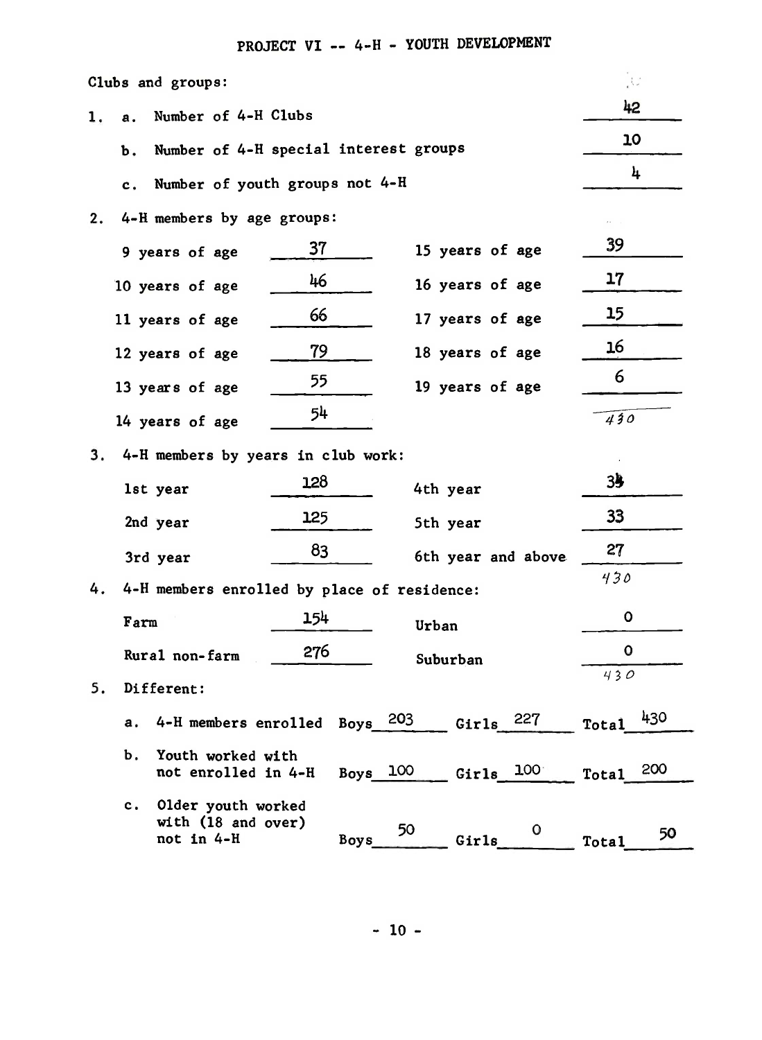# PROJECT VI -- 4-H - YOUTH DEVELOPMENT

Clubs and groups:

1. a. Number of 4-H Clubs — 42

   b. Number of 4-H special interest groups — 10

   c. Number of youth groups not 4-H — 4

2. 4-H members by age groups:

| | | | |
|---|---|---|---|
| 9 years of age | 37 | 15 years of age | 39 |
| 10 years of age | 46 | 16 years of age | 17 |
| 11 years of age | 66 | 17 years of age | 15 |
| 12 years of age | 79 | 18 years of age | 16 |
| 13 years of age | 55 | 19 years of age | 6 |
| 14 years of age | 54 | | 430 |

3. 4-H members by years in club work:

| | | | |
|---|---|---|---|
| 1st year | 128 | 4th year | 34 |
| 2nd year | 125 | 5th year | 33 |
| 3rd year | 83 | 6th year and above | 27 |
| | | | 430 |

4. 4-H members enrolled by place of residence:

| | | | |
|---|---|---|---|
| Farm | 154 | Urban | 0 |
| Rural non-farm | 276 | Suburban | 0 |
| | | | 430 |

5. Different:

| | Boys | Girls | Total |
|---|---|---|---|
| a. 4-H members enrolled | 203 | 227 | 430 |
| b. Youth worked with not enrolled in 4-H | 100 | 100 | 200 |
| c. Older youth worked with (18 and over) not in 4-H | 50 | 0 | 50 |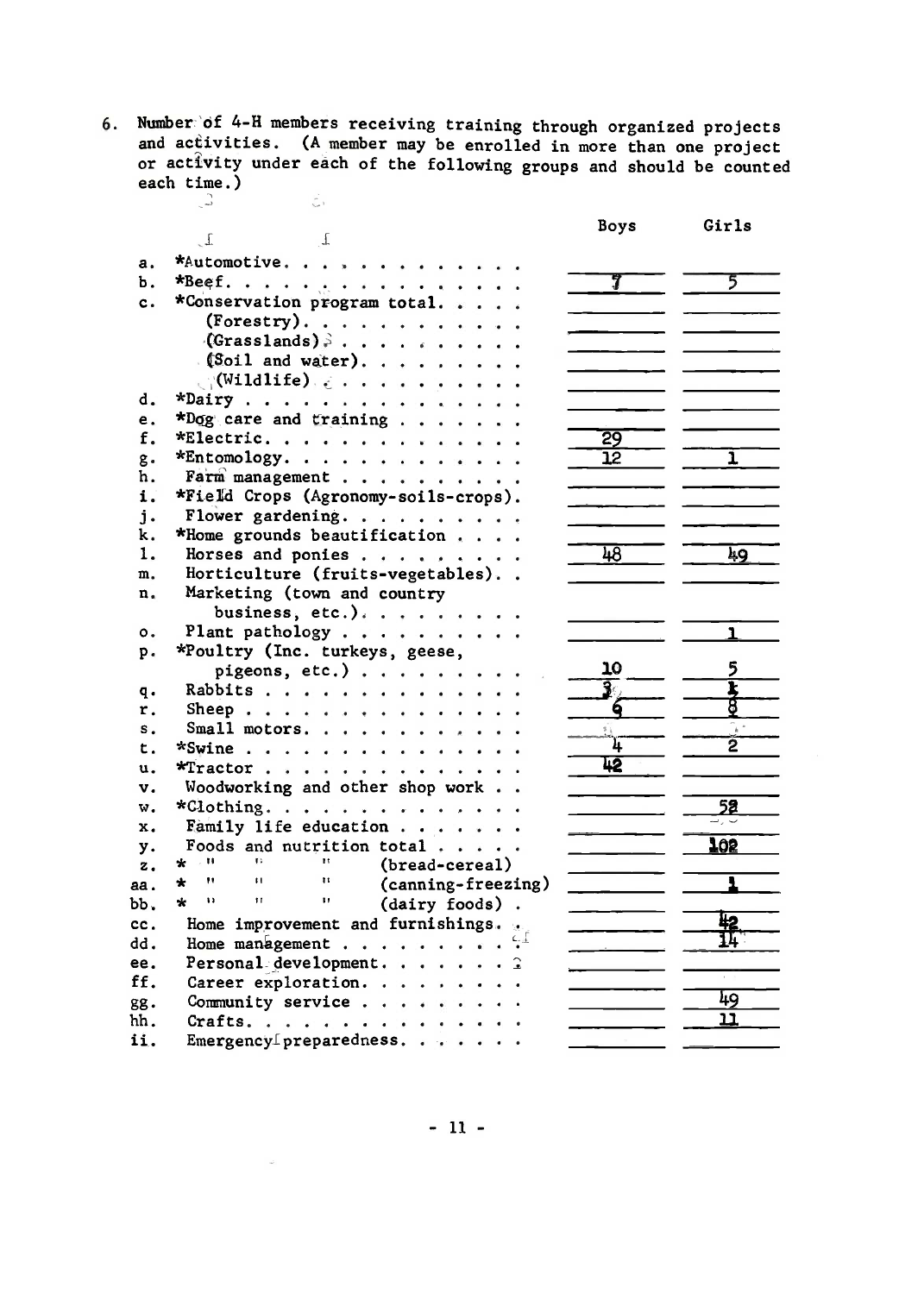6. Number of 4-H members receiving training through organized projects and activities. (A member may be enrolled in more than one project or activity under each of the following groups and should be counted each time.)

| | | Boys | Girls |
|---|---|---|---|
| a. | *Automotive | | |
| b. | *Beef | 7 | 5 |
| c. | *Conservation program total | | |
| | (Forestry) | | |
| | (Grasslands) | | |
| | (Soil and water) | | |
| | (Wildlife) | | |
| d. | *Dairy | | |
| e. | *Dog care and training | | |
| f. | *Electric | 29 | |
| g. | *Entomology | 12 | 1 |
| h. | Farm management | | |
| i. | *Field Crops (Agronomy-soils-crops) | | |
| j. | Flower gardening | | |
| k. | *Home grounds beautification | | |
| l. | Horses and ponies | 48 | 49 |
| m. | Horticulture (fruits-vegetables) | | |
| n. | Marketing (town and country business, etc.) | | |
| o. | Plant pathology | | 1 |
| p. | *Poultry (Inc. turkeys, geese, pigeons, etc.) | 10 | 5 |
| q. | Rabbits | 3 | 1 |
| r. | Sheep | 6 | 8 |
| s. | Small motors | | |
| t. | *Swine | 4 | 2 |
| u. | *Tractor | 42 | |
| v. | Woodworking and other shop work | | |
| w. | *Clothing | | 52 |
| x. | Family life education | | |
| y. | Foods and nutrition total | | 102 |
| z. | * " " " (bread-cereal) | | |
| aa. | * " " " (canning-freezing) | | 1 |
| bb. | * " " " (dairy foods) | | |
| cc. | Home improvement and furnishings | | 42 |
| dd. | Home management | | 14 |
| ee. | Personal development | | |
| ff. | Career exploration | | |
| gg. | Community service | | 49 |
| hh. | Crafts | | 11 |
| ii. | Emergency preparedness | | |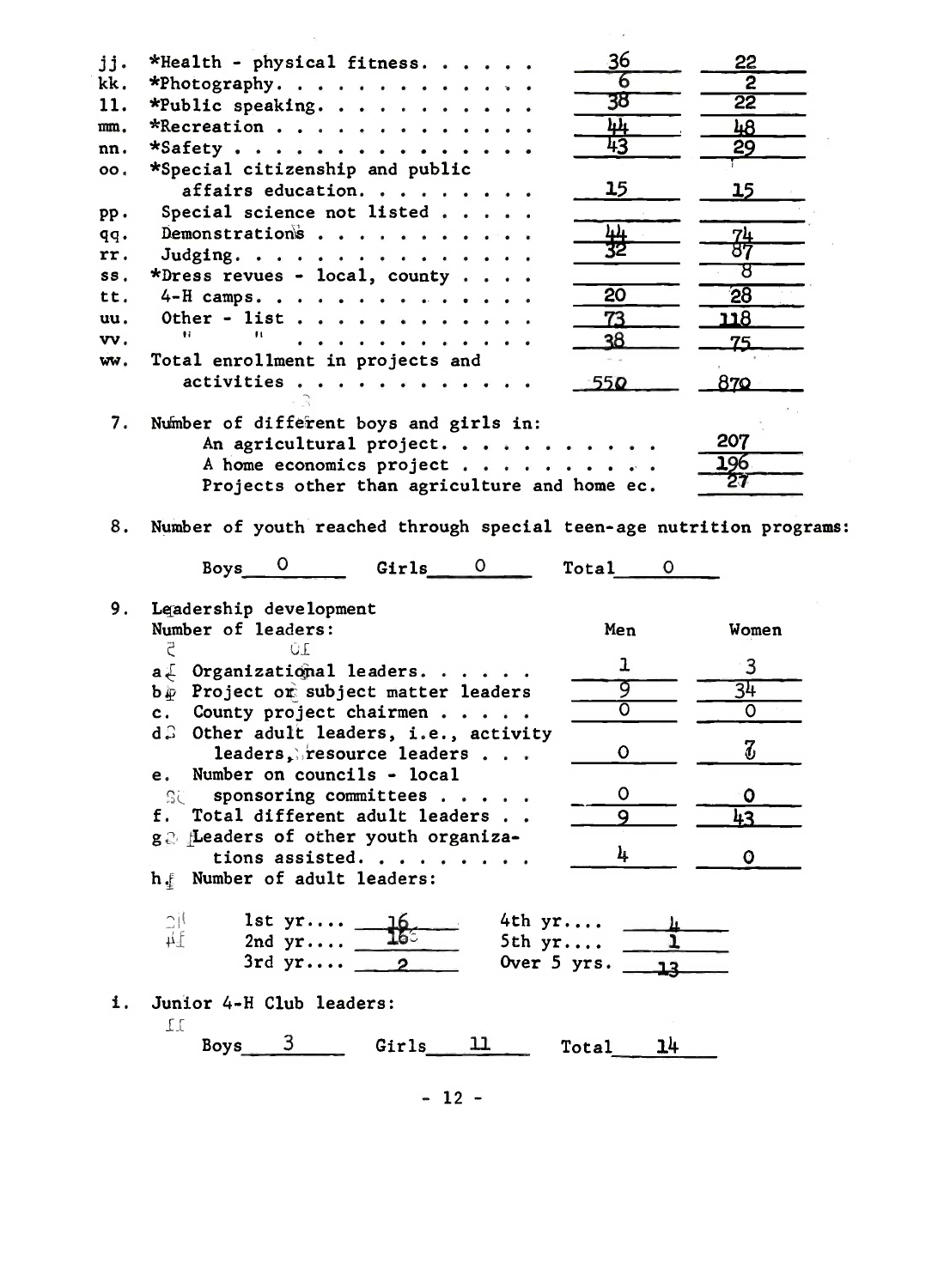| | | |
|---|---|---|
| jj. *Health - physical fitness. . . . . . | 36 | 22 |
| kk. *Photography. . . . . . . . . . . . . | 6 | 2 |
| ll. *Public speaking. . . . . . . . . . . | 38 | 22 |
| mm. *Recreation . . . . . . . . . . . . . | 44 | 48 |
| nn. *Safety . . . . . . . . . . . . . . . | 43 | 29 |
| oo. *Special citizenship and public affairs education. . . . . . . . . | 15 | 15 |
| pp. Special science not listed . . . . . | | |
| qq. Demonstrations . . . . . . . . . . . | 44 | 74 |
| rr. Judging. . . . . . . . . . . . . . . | 32 | 87 |
| ss. *Dress revues - local, county . . . . | | 8 |
| tt. 4-H camps. . . . . . . . . . . . . . | 20 | 28 |
| uu. Other - list . . . . . . . . . . . . | 73 | 118 |
| vv. " " . . . . . . . . . . . . | 38 | 75 |
| ww. Total enrollment in projects and activities . . . . . . . . . . . . | 550 | 870 |

7. Number of different boys and girls in:

| | |
|---|---|
| An agricultural project. . . . . . . . . . . | 207 |
| A home economics project . . . . . . . . . . | 196 |
| Projects other than agriculture and home ec. | 27 |

8. Number of youth reached through special teen-age nutrition programs:

Boys 0 Girls 0 Total 0

9. Leadership development

| Number of leaders: | Men | Women |
|---|---|---|
| a. Organizational leaders. . . . . . | 1 | 3 |
| b. Project or subject matter leaders | 9 | 34 |
| c. County project chairmen . . . . . | 0 | 0 |
| d. Other adult leaders, i.e., activity leaders, resource leaders . . . | 0 | 7 |
| e. Number on councils - local sponsoring committees . . . . . | 0 | 0 |
| f. Total different adult leaders . . | 9 | 43 |
| g. Leaders of other youth organizations assisted. . . . . . . . | 4 | 0 |

h. Number of adult leaders:

| | | | |
|---|---|---|---|
| 1st yr.... | 16 | 4th yr.... | 4 |
| 2nd yr.... | 16 | 5th yr.... | 1 |
| 3rd yr.... | 2 | Over 5 yrs. | 13 |

i. Junior 4-H Club leaders:

Boys 3 Girls 11 Total 14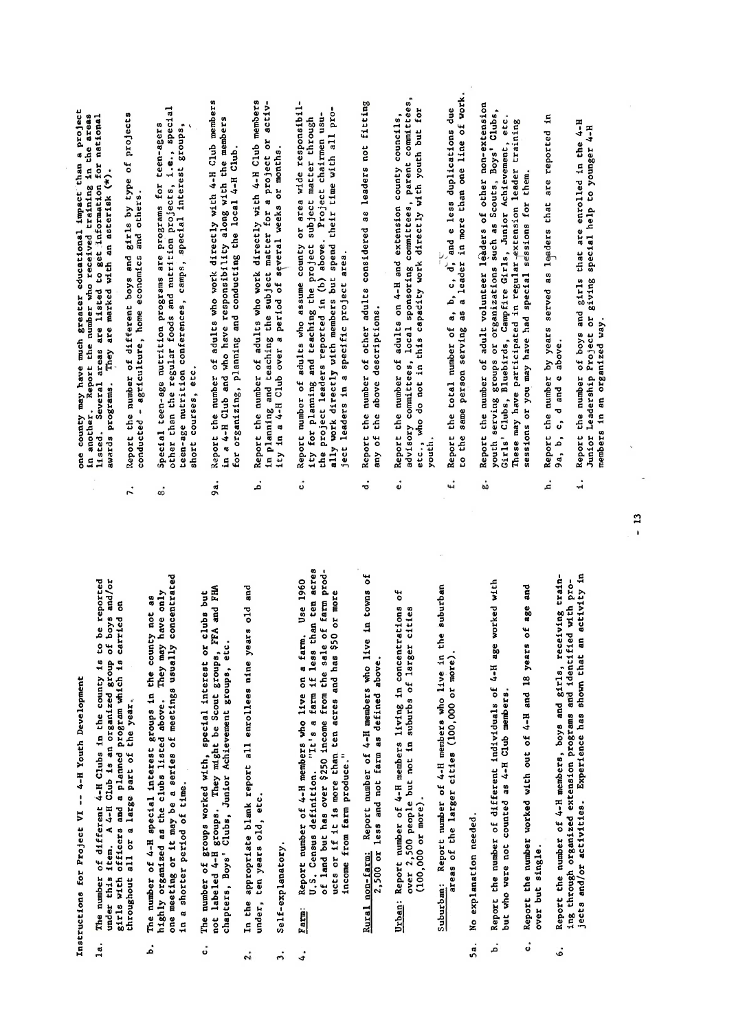# Instructions for Project VI -- 4-H Youth Development

1a. The number of different 4-H Clubs in the county is to be reported under this item. A 4-H Club is an organized group of boys and/or girls with officers and a planned program which is carried on throughout all or a large part of the year.

b. The number of 4-H special interest groups in the county not as highly organized as the clubs listed above. They may have only one meeting or it may be a series of meetings usually concentrated in a shorter period of time.

c. The number of groups worked with, special interest or clubs but not labeled 4-H groups. They might be Scout groups, FFA and FHA chapters, Boys' Clubs, Junior Achievement groups, etc.

2. In the appropriate blank report all enrollees nine years old and under, ten years old, etc.

3. Self-explanatory.

4. Farm: Report number of 4-H members who live on a farm. Use 1960 U.S. Census definition. "It's a farm if less than ten acres of land but has over $250 income from the sale of farm products or if it is more than ten acres and has $50 or more income from farm produce."

   Rural non-farm: Report number of 4-H members who live in towns of 2,500 or less and not farm as defined above.

   Urban: Report number of 4-H members living in concentrations of over 2,500 people but not in suburbs of larger cities (100,000 or more).

   Suburban: Report number of 4-H members who live in the suburban areas of the larger cities (100,000 or more).

5a. No explanation needed.

b. Report the number of different individuals of 4-H age worked with but who were not counted as 4-H Club members.

c. Report the number worked with out of 4-H and 18 years of age and over but single.

6. Report the number of 4-H members, boys and girls, receiving training through organized extension programs and identified with projects and/or activities. Experience has shown that an activity in one county may have much greater educational impact than a project in another. Report the number who received training in the areas listed. Several areas are listed to get information for national awards programs. They are marked with an asterisk (*).

7. Report the number of different boys and girls by type of projects conducted - agriculture, home economics and others.

8. Special teen-age nutrition programs are programs for teen-agers other than the regular foods and nutrition projects, i.e., special teen-age nutrition conferences, camps, special interest groups, short courses, etc.

9a. Report the number of adults who work directly with 4-H Club members in a 4-H Club and who have responsibility along with the members for organizing, planning and conducting the local 4-H Club.

b. Report the number of adults who work directly with 4-H Club members in planning and teaching the subject matter for a project or activity in a 4-H Club over a period of several weeks or months.

c. Report number of adults who assume county or area wide responsibility for planning and teaching the project subject matter through the project leaders reported in (b) above. Project chairmen usually work directly with members but spend their time with all project leaders in a specific project area.

d. Report the number of other adults considered as leaders not fitting any of the above descriptions.

e. Report the number of adults on 4-H and extension county councils, advisory committees, local sponsoring committees, parent committees, etc., who do not in this capacity work directly with youth but for youth.

f. Report the total number of a, b, c, d, and e less duplications due to the same person serving as a leader in more than one line of work.

g. Report the number of adult volunteer leaders of other non-extension youth serving groups or organizations such as Scouts, Boys' Clubs, Girls' Clubs, Bluebirds, Campfire Girls, Junior Achievement, etc. These may have participated in regular extension leader training sessions or you may have had special sessions for them.

h. Report the number by years served as leaders that are reported in 9a, b, c, d and e above.

i. Report the number of boys and girls that are enrolled in the 4-H Junior Leadership Project or giving special help to younger 4-H members in an organized way.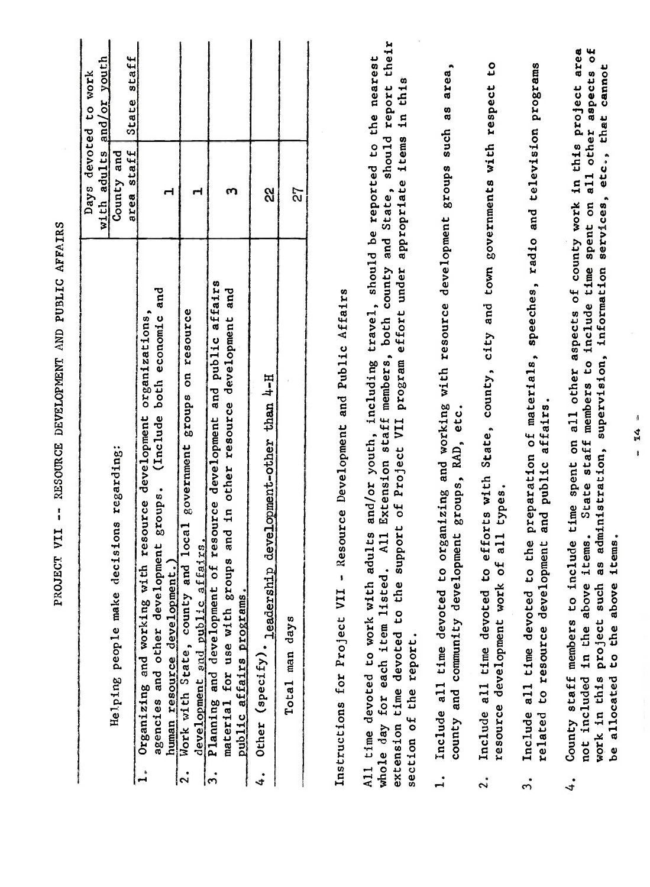# PROJECT VII -- RESOURCE DEVELOPMENT AND PUBLIC AFFAIRS

| Helping people make decisions regarding: | Days devoted to work with adults and/or youth | |
|---|---|---|
| | County and area staff | State staff |
| 1. Organizing and working with resource development organizations, agencies and other development groups. (Include both economic and human resource development.) | 1 | |
| 2. Work with State, county and local government groups on resource development and public affairs. | 1 | |
| 3. Planning and development of resource development and public affairs material for use with groups and in other resource development and public affairs programs. | 3 | |
| 4. Other (specify). Leadership development-other than 4-H | 22 | |
| Total man days | 27 | |

## Instructions for Project VII - Resource Development and Public Affairs

All time devoted to work with adults and/or youth, including travel, should be reported to the nearest whole day for each item listed. All Extension staff members, both county and State, should report their extension time devoted to the support of Project VII program effort under appropriate items in this section of the report.

1. Include all time devoted to organizing and working with resource development groups such as area, county and community development groups, RAD, etc.

2. Include all time devoted to efforts with State, county, city and town governments with respect to resource development work of all types.

3. Include all time devoted to the preparation of materials, speeches, radio and television programs related to resource development and public affairs.

4. County staff members to include time spent on all other aspects of county work in this project area not included in the above items. State staff members to include time spent on all other aspects of work in this project such as administration, supervision, information services, etc., that cannot be allocated to the above items.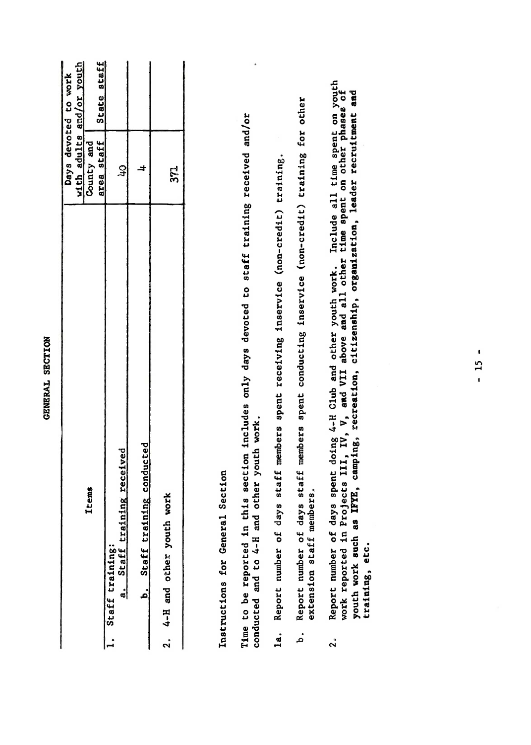# GENERAL SECTION

| Items | Days devoted to work with adults and/or youth | |
|---|---|---|
| | County and area staff | State staff |
| 1. Staff training: | | |
| a. Staff training received | 40 | |
| b. Staff training conducted | 4 | |
| 2. 4-H and other youth work | 371 | |

Instructions for General Section

Time to be reported in this section includes only days devoted to staff training received and/or conducted and to 4-H and other youth work.

1a. Report number of days staff members spent receiving inservice (non-credit) training.

b. Report number of days staff members spent conducting inservice (non-credit) training for other extension staff members.

2. Report number of days spent doing 4-H Club and other youth work. Include all time spent on youth work reported in Projects III, IV, V, and VII above and all other time spent on other phases of youth work such as IFYE, camping, recreation, citizenship, organization, leader recruitment and training, etc.